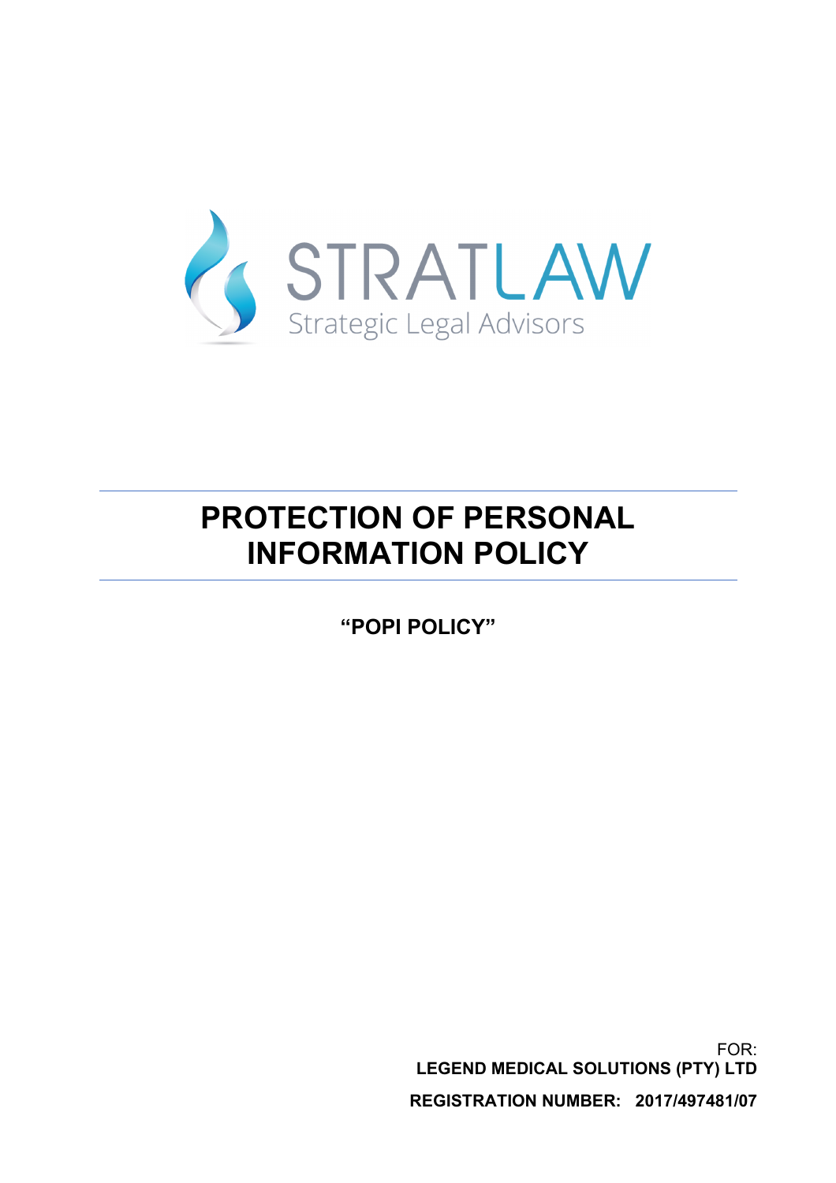STRATLAW

Strategic Legal Advisors

# PROTECTION OF PERSONAL INFORMATION POLICY

**"POPI POLICY"**

FOR:

**LEGEND MEDICAL SOLUTIONS (PTY) LTD**

**REGISTRATION NUMBER: 2017/497481/07**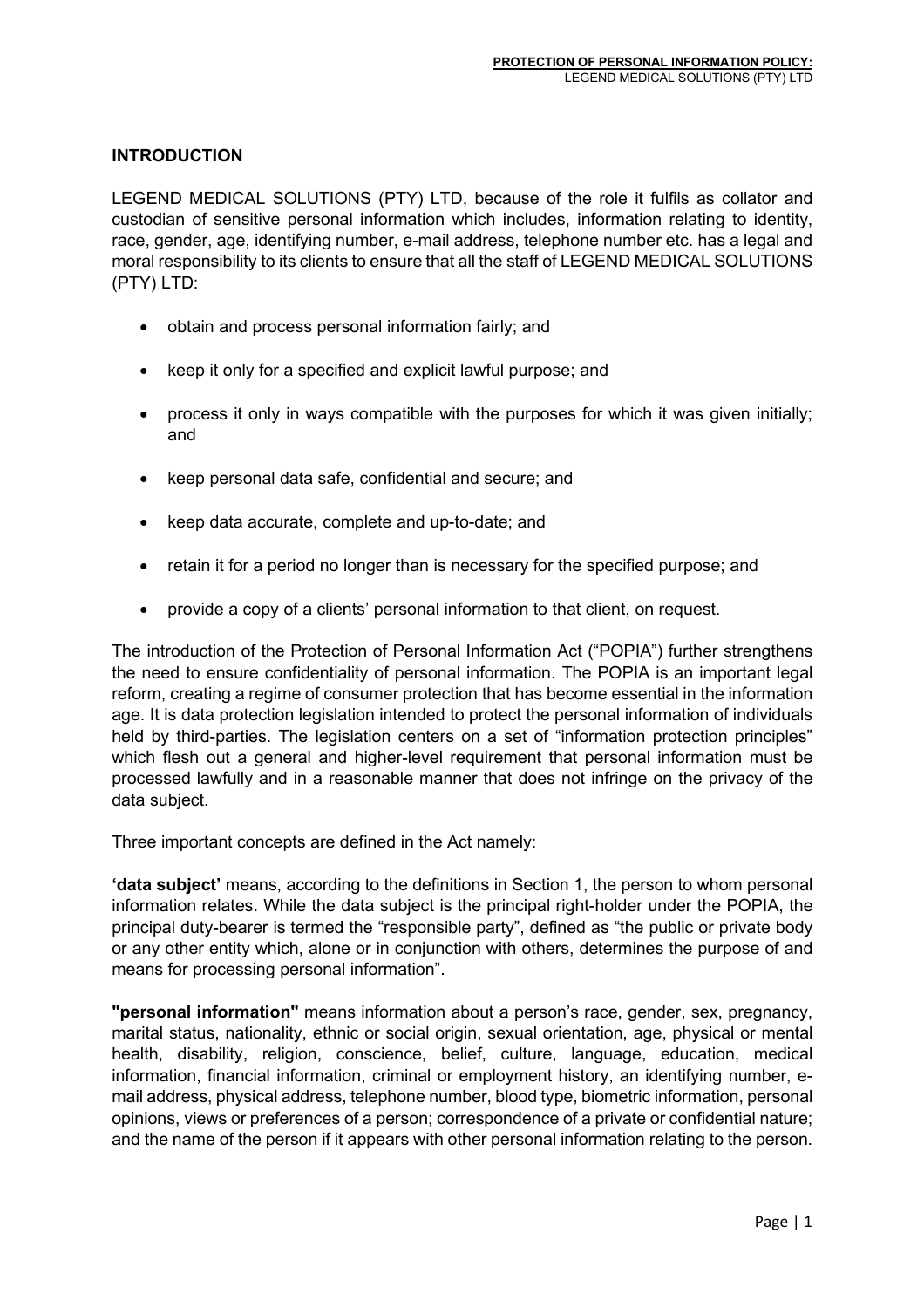## INTRODUCTION

LEGEND MEDICAL SOLUTIONS (PTY) LTD, because of the role it fulfils as collator and custodian of sensitive personal information which includes, information relating to identity, race, gender, age, identifying number, e-mail address, telephone number etc. has a legal and moral responsibility to its clients to ensure that all the staff of LEGEND MEDICAL SOLUTIONS (PTY) LTD:

- obtain and process personal information fairly; and
- keep it only for a specified and explicit lawful purpose; and
- process it only in ways compatible with the purposes for which it was given initially; and
- keep personal data safe, confidential and secure; and
- keep data accurate, complete and up-to-date; and
- retain it for a period no longer than is necessary for the specified purpose; and
- provide a copy of a clients' personal information to that client, on request.

The introduction of the Protection of Personal Information Act ("POPIA") further strengthens the need to ensure confidentiality of personal information. The POPIA is an important legal reform, creating a regime of consumer protection that has become essential in the information age. It is data protection legislation intended to protect the personal information of individuals held by third-parties. The legislation centers on a set of "information protection principles" which flesh out a general and higher-level requirement that personal information must be processed lawfully and in a reasonable manner that does not infringe on the privacy of the data subject.

Three important concepts are defined in the Act namely:

**'data subject'** means, according to the definitions in Section 1, the person to whom personal information relates. While the data subject is the principal right-holder under the POPIA, the principal duty-bearer is termed the "responsible party", defined as "the public or private body or any other entity which, alone or in conjunction with others, determines the purpose of and means for processing personal information".

**"personal information"** means information about a person's race, gender, sex, pregnancy, marital status, nationality, ethnic or social origin, sexual orientation, age, physical or mental health, disability, religion, conscience, belief, culture, language, education, medical information, financial information, criminal or employment history, an identifying number, e-mail address, physical address, telephone number, blood type, biometric information, personal opinions, views or preferences of a person; correspondence of a private or confidential nature; and the name of the person if it appears with other personal information relating to the person.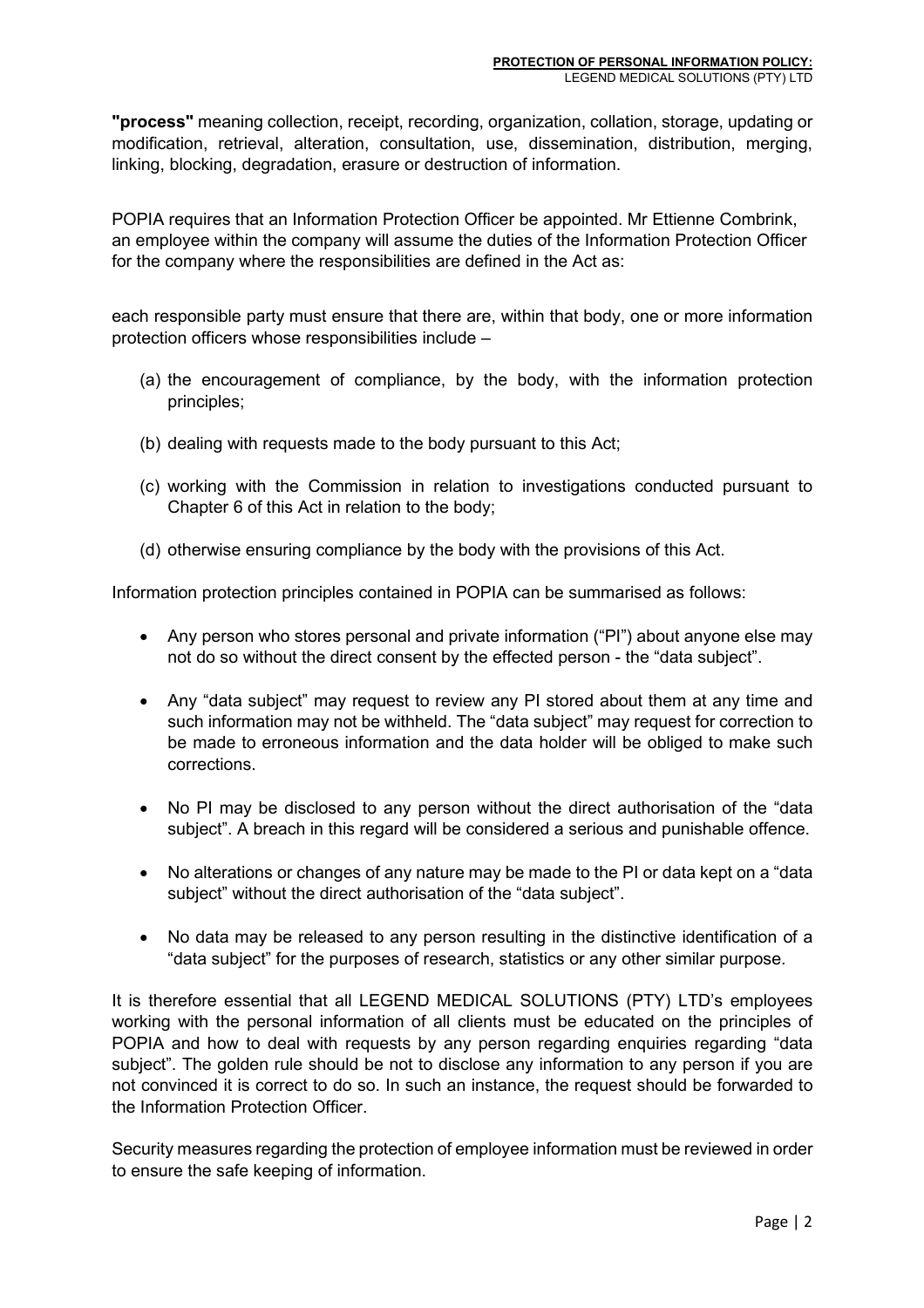**"process"** meaning collection, receipt, recording, organization, collation, storage, updating or modification, retrieval, alteration, consultation, use, dissemination, distribution, merging, linking, blocking, degradation, erasure or destruction of information.

POPIA requires that an Information Protection Officer be appointed. Mr Ettienne Combrink, an employee within the company will assume the duties of the Information Protection Officer for the company where the responsibilities are defined in the Act as:

each responsible party must ensure that there are, within that body, one or more information protection officers whose responsibilities include –

(a) the encouragement of compliance, by the body, with the information protection principles;

(b) dealing with requests made to the body pursuant to this Act;

(c) working with the Commission in relation to investigations conducted pursuant to Chapter 6 of this Act in relation to the body;

(d) otherwise ensuring compliance by the body with the provisions of this Act.

Information protection principles contained in POPIA can be summarised as follows:

- Any person who stores personal and private information ("PI") about anyone else may not do so without the direct consent by the effected person - the "data subject".
- Any "data subject" may request to review any PI stored about them at any time and such information may not be withheld. The "data subject" may request for correction to be made to erroneous information and the data holder will be obliged to make such corrections.
- No PI may be disclosed to any person without the direct authorisation of the "data subject". A breach in this regard will be considered a serious and punishable offence.
- No alterations or changes of any nature may be made to the PI or data kept on a "data subject" without the direct authorisation of the "data subject".
- No data may be released to any person resulting in the distinctive identification of a "data subject" for the purposes of research, statistics or any other similar purpose.

It is therefore essential that all LEGEND MEDICAL SOLUTIONS (PTY) LTD's employees working with the personal information of all clients must be educated on the principles of POPIA and how to deal with requests by any person regarding enquiries regarding "data subject". The golden rule should be not to disclose any information to any person if you are not convinced it is correct to do so. In such an instance, the request should be forwarded to the Information Protection Officer.

Security measures regarding the protection of employee information must be reviewed in order to ensure the safe keeping of information.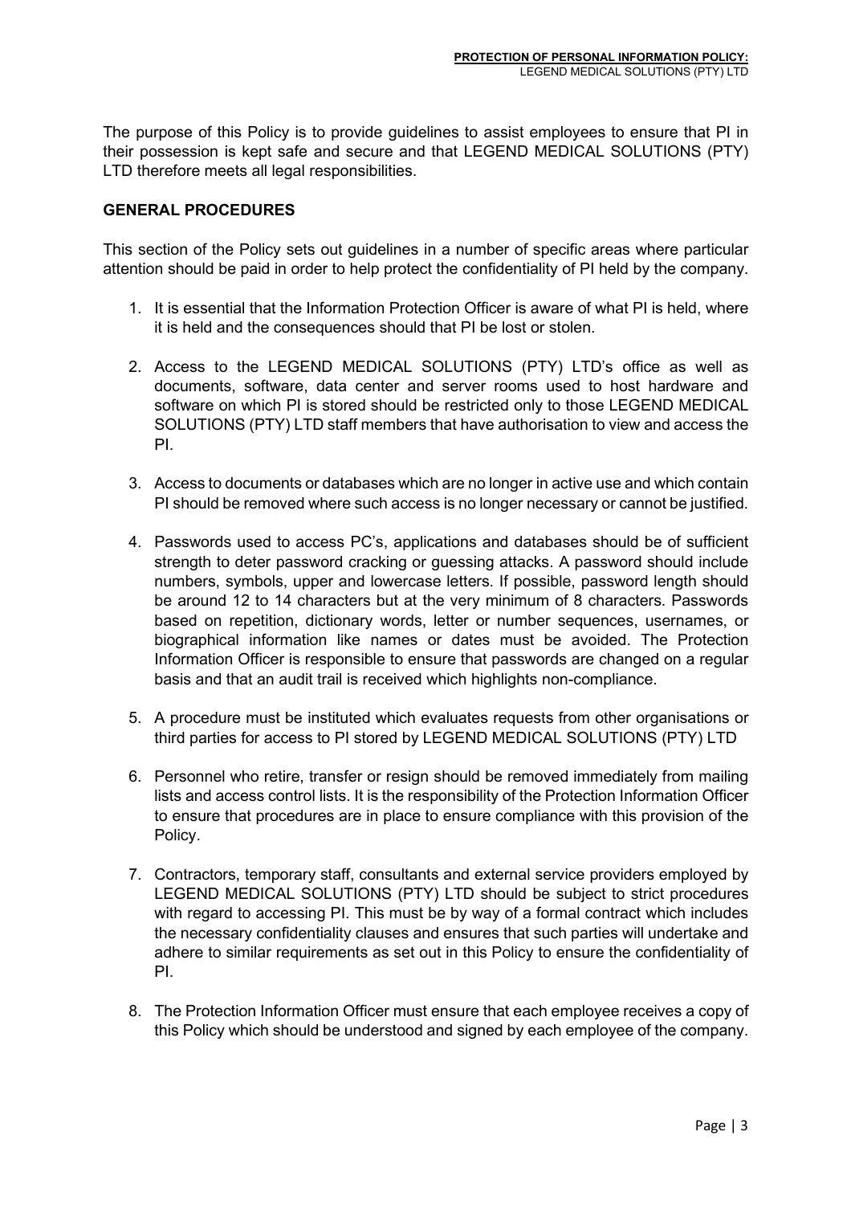The purpose of this Policy is to provide guidelines to assist employees to ensure that PI in their possession is kept safe and secure and that LEGEND MEDICAL SOLUTIONS (PTY) LTD therefore meets all legal responsibilities.

## GENERAL PROCEDURES

This section of the Policy sets out guidelines in a number of specific areas where particular attention should be paid in order to help protect the confidentiality of PI held by the company.

1. It is essential that the Information Protection Officer is aware of what PI is held, where it is held and the consequences should that PI be lost or stolen.

2. Access to the LEGEND MEDICAL SOLUTIONS (PTY) LTD's office as well as documents, software, data center and server rooms used to host hardware and software on which PI is stored should be restricted only to those LEGEND MEDICAL SOLUTIONS (PTY) LTD staff members that have authorisation to view and access the PI.

3. Access to documents or databases which are no longer in active use and which contain PI should be removed where such access is no longer necessary or cannot be justified.

4. Passwords used to access PC's, applications and databases should be of sufficient strength to deter password cracking or guessing attacks. A password should include numbers, symbols, upper and lowercase letters. If possible, password length should be around 12 to 14 characters but at the very minimum of 8 characters. Passwords based on repetition, dictionary words, letter or number sequences, usernames, or biographical information like names or dates must be avoided. The Protection Information Officer is responsible to ensure that passwords are changed on a regular basis and that an audit trail is received which highlights non-compliance.

5. A procedure must be instituted which evaluates requests from other organisations or third parties for access to PI stored by LEGEND MEDICAL SOLUTIONS (PTY) LTD

6. Personnel who retire, transfer or resign should be removed immediately from mailing lists and access control lists. It is the responsibility of the Protection Information Officer to ensure that procedures are in place to ensure compliance with this provision of the Policy.

7. Contractors, temporary staff, consultants and external service providers employed by LEGEND MEDICAL SOLUTIONS (PTY) LTD should be subject to strict procedures with regard to accessing PI. This must be by way of a formal contract which includes the necessary confidentiality clauses and ensures that such parties will undertake and adhere to similar requirements as set out in this Policy to ensure the confidentiality of PI.

8. The Protection Information Officer must ensure that each employee receives a copy of this Policy which should be understood and signed by each employee of the company.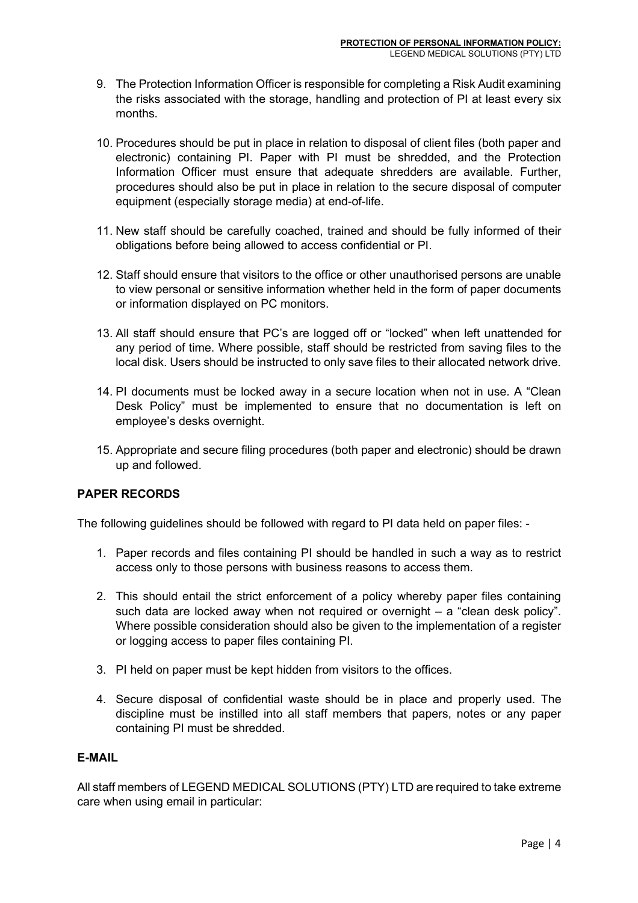9. The Protection Information Officer is responsible for completing a Risk Audit examining the risks associated with the storage, handling and protection of PI at least every six months.

10. Procedures should be put in place in relation to disposal of client files (both paper and electronic) containing PI. Paper with PI must be shredded, and the Protection Information Officer must ensure that adequate shredders are available. Further, procedures should also be put in place in relation to the secure disposal of computer equipment (especially storage media) at end-of-life.

11. New staff should be carefully coached, trained and should be fully informed of their obligations before being allowed to access confidential or PI.

12. Staff should ensure that visitors to the office or other unauthorised persons are unable to view personal or sensitive information whether held in the form of paper documents or information displayed on PC monitors.

13. All staff should ensure that PC's are logged off or "locked" when left unattended for any period of time. Where possible, staff should be restricted from saving files to the local disk. Users should be instructed to only save files to their allocated network drive.

14. PI documents must be locked away in a secure location when not in use. A "Clean Desk Policy" must be implemented to ensure that no documentation is left on employee's desks overnight.

15. Appropriate and secure filing procedures (both paper and electronic) should be drawn up and followed.

**PAPER RECORDS**

The following guidelines should be followed with regard to PI data held on paper files: -

1. Paper records and files containing PI should be handled in such a way as to restrict access only to those persons with business reasons to access them.

2. This should entail the strict enforcement of a policy whereby paper files containing such data are locked away when not required or overnight – a "clean desk policy". Where possible consideration should also be given to the implementation of a register or logging access to paper files containing PI.

3. PI held on paper must be kept hidden from visitors to the offices.

4. Secure disposal of confidential waste should be in place and properly used. The discipline must be instilled into all staff members that papers, notes or any paper containing PI must be shredded.

**E-MAIL**

All staff members of LEGEND MEDICAL SOLUTIONS (PTY) LTD are required to take extreme care when using email in particular: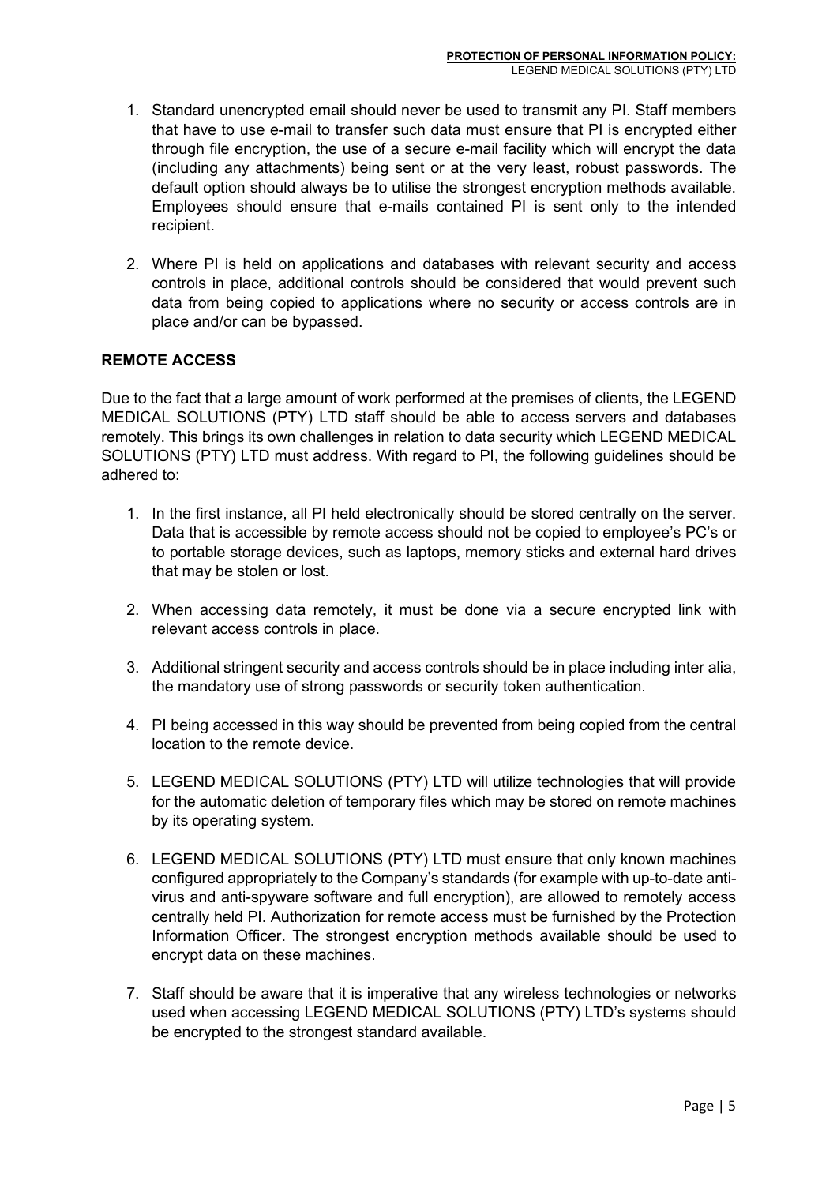1. Standard unencrypted email should never be used to transmit any PI. Staff members that have to use e-mail to transfer such data must ensure that PI is encrypted either through file encryption, the use of a secure e-mail facility which will encrypt the data (including any attachments) being sent or at the very least, robust passwords. The default option should always be to utilise the strongest encryption methods available. Employees should ensure that e-mails contained PI is sent only to the intended recipient.

2. Where PI is held on applications and databases with relevant security and access controls in place, additional controls should be considered that would prevent such data from being copied to applications where no security or access controls are in place and/or can be bypassed.

## REMOTE ACCESS

Due to the fact that a large amount of work performed at the premises of clients, the LEGEND MEDICAL SOLUTIONS (PTY) LTD staff should be able to access servers and databases remotely. This brings its own challenges in relation to data security which LEGEND MEDICAL SOLUTIONS (PTY) LTD must address. With regard to PI, the following guidelines should be adhered to:

1. In the first instance, all PI held electronically should be stored centrally on the server. Data that is accessible by remote access should not be copied to employee's PC's or to portable storage devices, such as laptops, memory sticks and external hard drives that may be stolen or lost.

2. When accessing data remotely, it must be done via a secure encrypted link with relevant access controls in place.

3. Additional stringent security and access controls should be in place including inter alia, the mandatory use of strong passwords or security token authentication.

4. PI being accessed in this way should be prevented from being copied from the central location to the remote device.

5. LEGEND MEDICAL SOLUTIONS (PTY) LTD will utilize technologies that will provide for the automatic deletion of temporary files which may be stored on remote machines by its operating system.

6. LEGEND MEDICAL SOLUTIONS (PTY) LTD must ensure that only known machines configured appropriately to the Company's standards (for example with up-to-date anti-virus and anti-spyware software and full encryption), are allowed to remotely access centrally held PI. Authorization for remote access must be furnished by the Protection Information Officer. The strongest encryption methods available should be used to encrypt data on these machines.

7. Staff should be aware that it is imperative that any wireless technologies or networks used when accessing LEGEND MEDICAL SOLUTIONS (PTY) LTD's systems should be encrypted to the strongest standard available.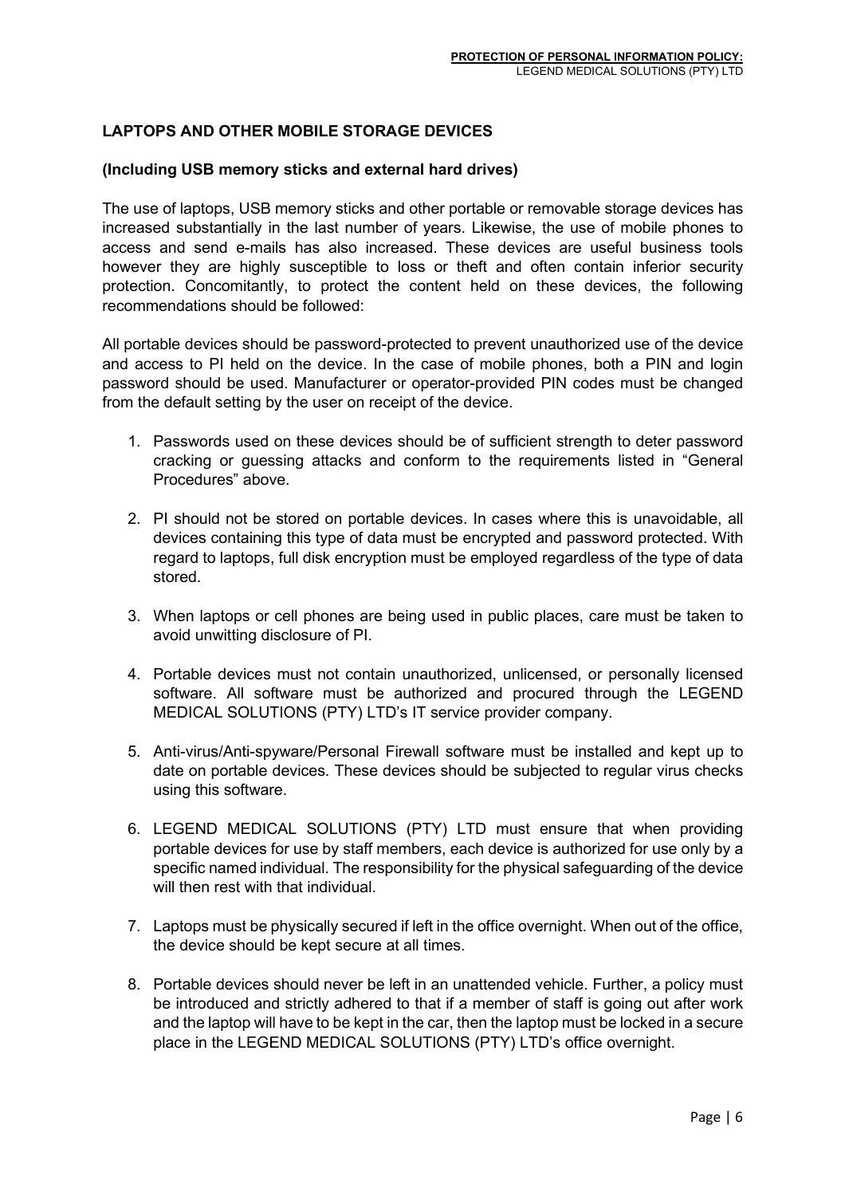## LAPTOPS AND OTHER MOBILE STORAGE DEVICES

**(Including USB memory sticks and external hard drives)**

The use of laptops, USB memory sticks and other portable or removable storage devices has increased substantially in the last number of years. Likewise, the use of mobile phones to access and send e-mails has also increased. These devices are useful business tools however they are highly susceptible to loss or theft and often contain inferior security protection. Concomitantly, to protect the content held on these devices, the following recommendations should be followed:

All portable devices should be password-protected to prevent unauthorized use of the device and access to PI held on the device. In the case of mobile phones, both a PIN and login password should be used. Manufacturer or operator-provided PIN codes must be changed from the default setting by the user on receipt of the device.

1. Passwords used on these devices should be of sufficient strength to deter password cracking or guessing attacks and conform to the requirements listed in "General Procedures" above.
2. PI should not be stored on portable devices. In cases where this is unavoidable, all devices containing this type of data must be encrypted and password protected. With regard to laptops, full disk encryption must be employed regardless of the type of data stored.
3. When laptops or cell phones are being used in public places, care must be taken to avoid unwitting disclosure of PI.
4. Portable devices must not contain unauthorized, unlicensed, or personally licensed software. All software must be authorized and procured through the LEGEND MEDICAL SOLUTIONS (PTY) LTD's IT service provider company.
5. Anti-virus/Anti-spyware/Personal Firewall software must be installed and kept up to date on portable devices. These devices should be subjected to regular virus checks using this software.
6. LEGEND MEDICAL SOLUTIONS (PTY) LTD must ensure that when providing portable devices for use by staff members, each device is authorized for use only by a specific named individual. The responsibility for the physical safeguarding of the device will then rest with that individual.
7. Laptops must be physically secured if left in the office overnight. When out of the office, the device should be kept secure at all times.
8. Portable devices should never be left in an unattended vehicle. Further, a policy must be introduced and strictly adhered to that if a member of staff is going out after work and the laptop will have to be kept in the car, then the laptop must be locked in a secure place in the LEGEND MEDICAL SOLUTIONS (PTY) LTD's office overnight.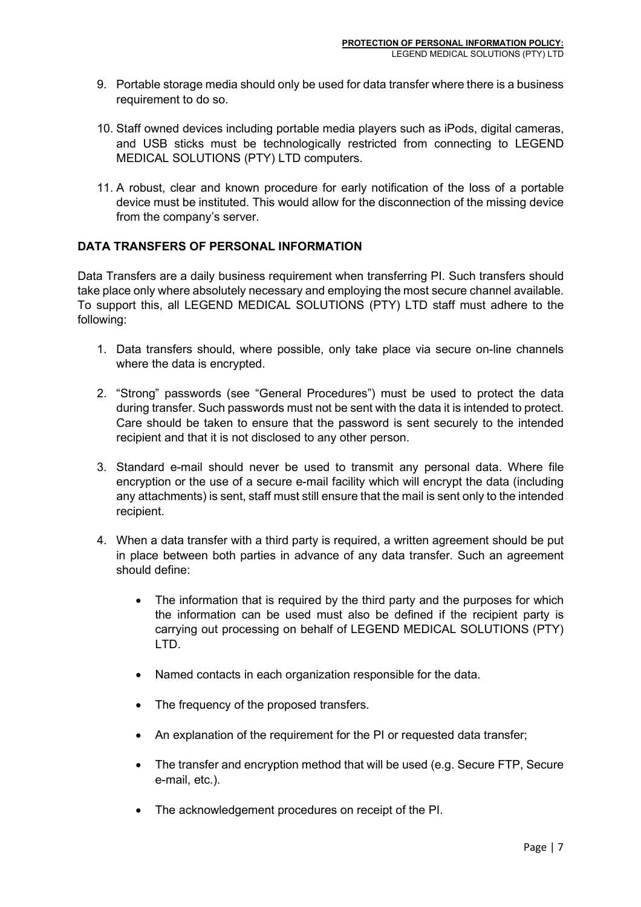9. Portable storage media should only be used for data transfer where there is a business requirement to do so.

10. Staff owned devices including portable media players such as iPods, digital cameras, and USB sticks must be technologically restricted from connecting to LEGEND MEDICAL SOLUTIONS (PTY) LTD computers.

11. A robust, clear and known procedure for early notification of the loss of a portable device must be instituted. This would allow for the disconnection of the missing device from the company's server.

## DATA TRANSFERS OF PERSONAL INFORMATION

Data Transfers are a daily business requirement when transferring PI. Such transfers should take place only where absolutely necessary and employing the most secure channel available. To support this, all LEGEND MEDICAL SOLUTIONS (PTY) LTD staff must adhere to the following:

1. Data transfers should, where possible, only take place via secure on-line channels where the data is encrypted.

2. "Strong" passwords (see "General Procedures") must be used to protect the data during transfer. Such passwords must not be sent with the data it is intended to protect. Care should be taken to ensure that the password is sent securely to the intended recipient and that it is not disclosed to any other person.

3. Standard e-mail should never be used to transmit any personal data. Where file encryption or the use of a secure e-mail facility which will encrypt the data (including any attachments) is sent, staff must still ensure that the mail is sent only to the intended recipient.

4. When a data transfer with a third party is required, a written agreement should be put in place between both parties in advance of any data transfer. Such an agreement should define:

   - The information that is required by the third party and the purposes for which the information can be used must also be defined if the recipient party is carrying out processing on behalf of LEGEND MEDICAL SOLUTIONS (PTY) LTD.

   - Named contacts in each organization responsible for the data.

   - The frequency of the proposed transfers.

   - An explanation of the requirement for the PI or requested data transfer;

   - The transfer and encryption method that will be used (e.g. Secure FTP, Secure e-mail, etc.).

   - The acknowledgement procedures on receipt of the PI.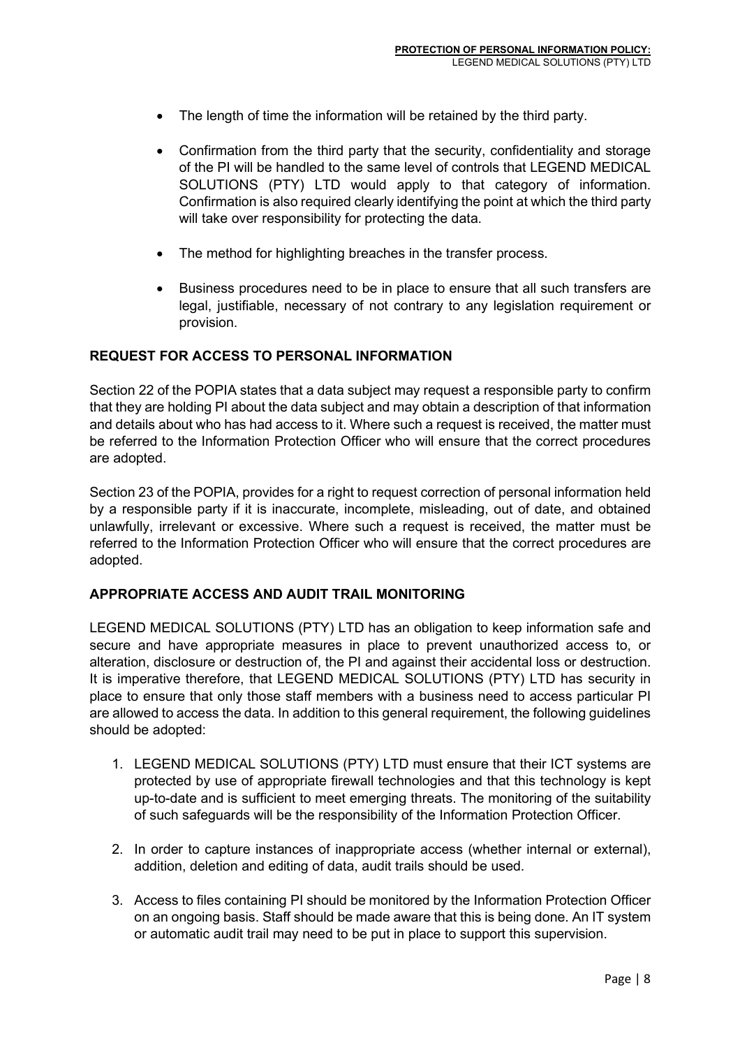- The length of time the information will be retained by the third party.

- Confirmation from the third party that the security, confidentiality and storage of the PI will be handled to the same level of controls that LEGEND MEDICAL SOLUTIONS (PTY) LTD would apply to that category of information. Confirmation is also required clearly identifying the point at which the third party will take over responsibility for protecting the data.

- The method for highlighting breaches in the transfer process.

- Business procedures need to be in place to ensure that all such transfers are legal, justifiable, necessary of not contrary to any legislation requirement or provision.

## REQUEST FOR ACCESS TO PERSONAL INFORMATION

Section 22 of the POPIA states that a data subject may request a responsible party to confirm that they are holding PI about the data subject and may obtain a description of that information and details about who has had access to it. Where such a request is received, the matter must be referred to the Information Protection Officer who will ensure that the correct procedures are adopted.

Section 23 of the POPIA, provides for a right to request correction of personal information held by a responsible party if it is inaccurate, incomplete, misleading, out of date, and obtained unlawfully, irrelevant or excessive. Where such a request is received, the matter must be referred to the Information Protection Officer who will ensure that the correct procedures are adopted.

## APPROPRIATE ACCESS AND AUDIT TRAIL MONITORING

LEGEND MEDICAL SOLUTIONS (PTY) LTD has an obligation to keep information safe and secure and have appropriate measures in place to prevent unauthorized access to, or alteration, disclosure or destruction of, the PI and against their accidental loss or destruction. It is imperative therefore, that LEGEND MEDICAL SOLUTIONS (PTY) LTD has security in place to ensure that only those staff members with a business need to access particular PI are allowed to access the data. In addition to this general requirement, the following guidelines should be adopted:

1. LEGEND MEDICAL SOLUTIONS (PTY) LTD must ensure that their ICT systems are protected by use of appropriate firewall technologies and that this technology is kept up-to-date and is sufficient to meet emerging threats. The monitoring of the suitability of such safeguards will be the responsibility of the Information Protection Officer.

2. In order to capture instances of inappropriate access (whether internal or external), addition, deletion and editing of data, audit trails should be used.

3. Access to files containing PI should be monitored by the Information Protection Officer on an ongoing basis. Staff should be made aware that this is being done. An IT system or automatic audit trail may need to be put in place to support this supervision.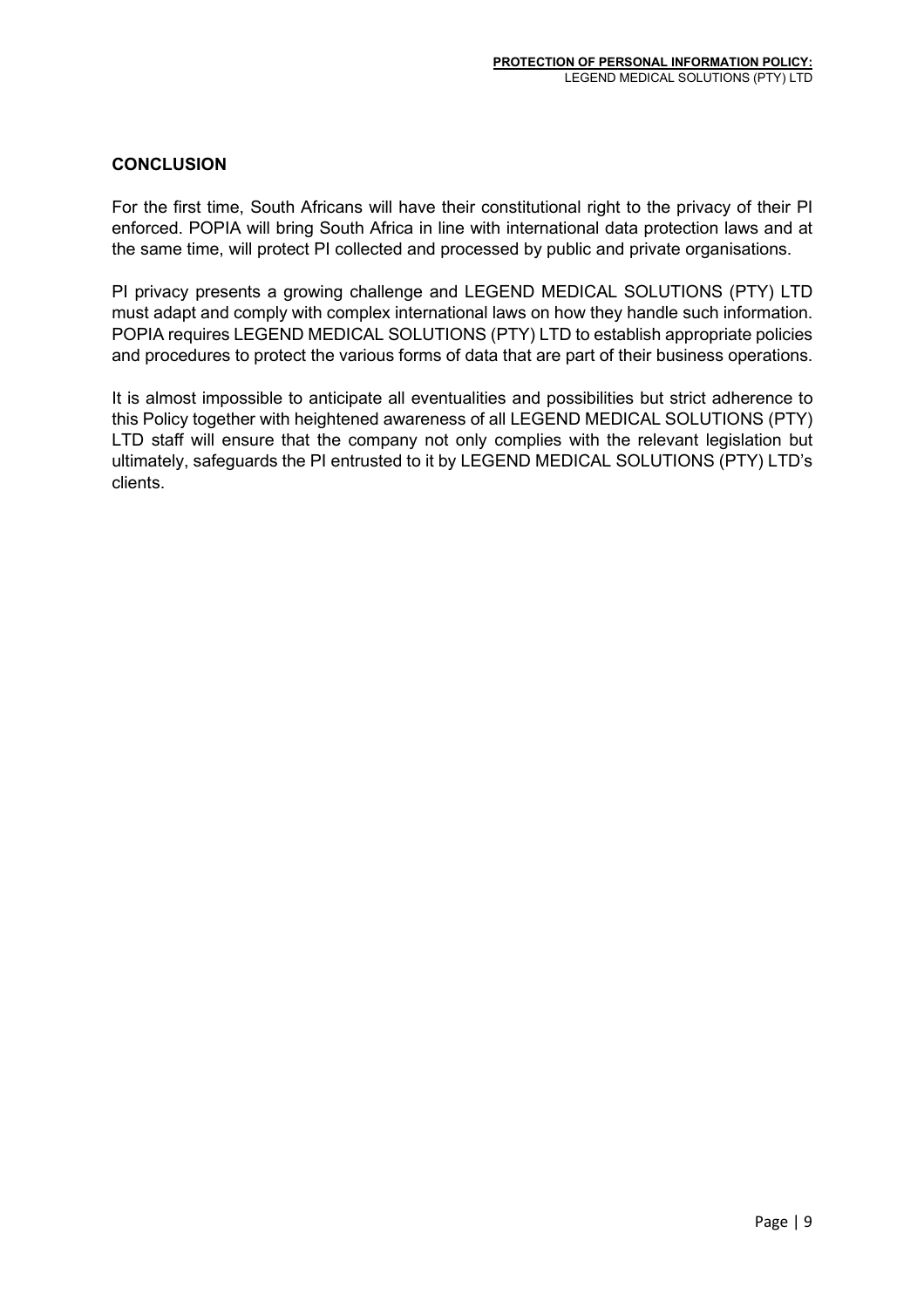## CONCLUSION

For the first time, South Africans will have their constitutional right to the privacy of their PI enforced. POPIA will bring South Africa in line with international data protection laws and at the same time, will protect PI collected and processed by public and private organisations.

PI privacy presents a growing challenge and LEGEND MEDICAL SOLUTIONS (PTY) LTD must adapt and comply with complex international laws on how they handle such information. POPIA requires LEGEND MEDICAL SOLUTIONS (PTY) LTD to establish appropriate policies and procedures to protect the various forms of data that are part of their business operations.

It is almost impossible to anticipate all eventualities and possibilities but strict adherence to this Policy together with heightened awareness of all LEGEND MEDICAL SOLUTIONS (PTY) LTD staff will ensure that the company not only complies with the relevant legislation but ultimately, safeguards the PI entrusted to it by LEGEND MEDICAL SOLUTIONS (PTY) LTD's clients.